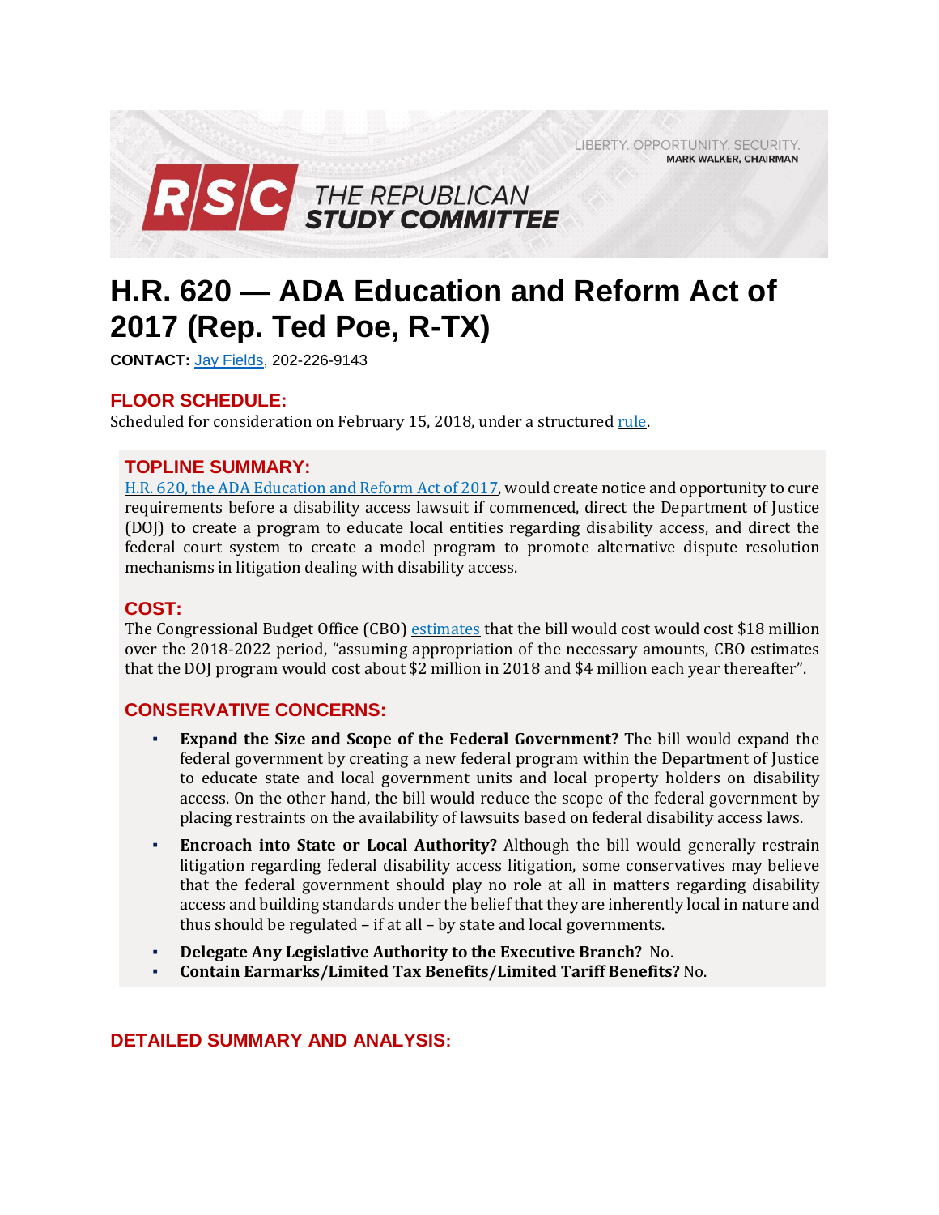LIBERTY. OPPORTUNITY. SECURITY.
MARK WALKER, CHAIRMAN

RSC THE REPUBLICAN STUDY COMMITTEE

# H.R. 620 — ADA Education and Reform Act of 2017 (Rep. Ted Poe, R-TX)

**CONTACT:** Jay Fields, 202-226-9143

## FLOOR SCHEDULE:

Scheduled for consideration on February 15, 2018, under a structured rule.

## TOPLINE SUMMARY:

H.R. 620, the ADA Education and Reform Act of 2017, would create notice and opportunity to cure requirements before a disability access lawsuit if commenced, direct the Department of Justice (DOJ) to create a program to educate local entities regarding disability access, and direct the federal court system to create a model program to promote alternative dispute resolution mechanisms in litigation dealing with disability access.

## COST:

The Congressional Budget Office (CBO) estimates that the bill would cost would cost $18 million over the 2018-2022 period, "assuming appropriation of the necessary amounts, CBO estimates that the DOJ program would cost about $2 million in 2018 and $4 million each year thereafter".

## CONSERVATIVE CONCERNS:

- **Expand the Size and Scope of the Federal Government?** The bill would expand the federal government by creating a new federal program within the Department of Justice to educate state and local government units and local property holders on disability access. On the other hand, the bill would reduce the scope of the federal government by placing restraints on the availability of lawsuits based on federal disability access laws.
- **Encroach into State or Local Authority?** Although the bill would generally restrain litigation regarding federal disability access litigation, some conservatives may believe that the federal government should play no role at all in matters regarding disability access and building standards under the belief that they are inherently local in nature and thus should be regulated – if at all – by state and local governments.
- **Delegate Any Legislative Authority to the Executive Branch?** No.
- **Contain Earmarks/Limited Tax Benefits/Limited Tariff Benefits?** No.

## DETAILED SUMMARY AND ANALYSIS: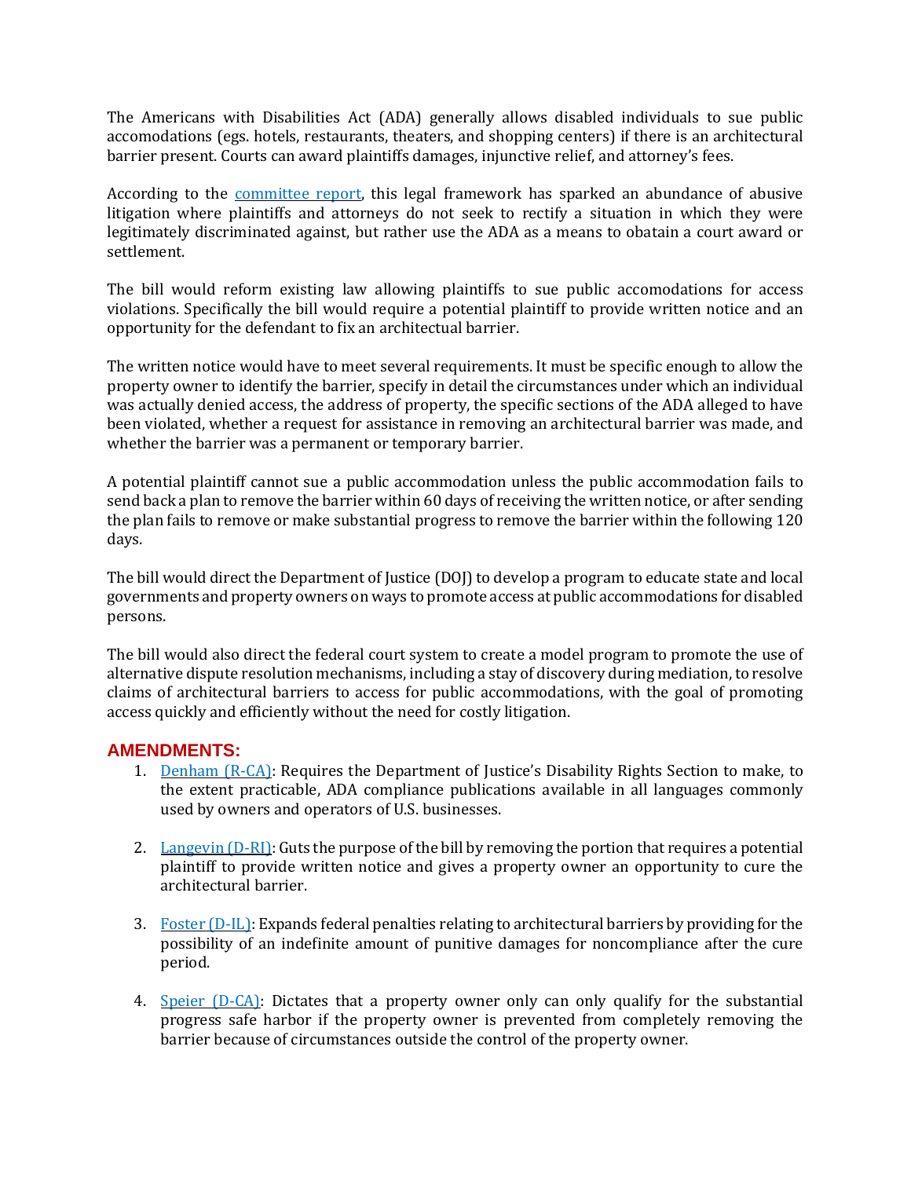The Americans with Disabilities Act (ADA) generally allows disabled individuals to sue public accomodations (egs. hotels, restaurants, theaters, and shopping centers) if there is an architectural barrier present. Courts can award plaintiffs damages, injunctive relief, and attorney's fees.

According to the committee report, this legal framework has sparked an abundance of abusive litigation where plaintiffs and attorneys do not seek to rectify a situation in which they were legitimately discriminated against, but rather use the ADA as a means to obatain a court award or settlement.

The bill would reform existing law allowing plaintiffs to sue public accomodations for access violations. Specifically the bill would require a potential plaintiff to provide written notice and an opportunity for the defendant to fix an architectual barrier.

The written notice would have to meet several requirements. It must be specific enough to allow the property owner to identify the barrier, specify in detail the circumstances under which an individual was actually denied access, the address of property, the specific sections of the ADA alleged to have been violated, whether a request for assistance in removing an architectural barrier was made, and whether the barrier was a permanent or temporary barrier.

A potential plaintiff cannot sue a public accommodation unless the public accommodation fails to send back a plan to remove the barrier within 60 days of receiving the written notice, or after sending the plan fails to remove or make substantial progress to remove the barrier within the following 120 days.

The bill would direct the Department of Justice (DOJ) to develop a program to educate state and local governments and property owners on ways to promote access at public accommodations for disabled persons.

The bill would also direct the federal court system to create a model program to promote the use of alternative dispute resolution mechanisms, including a stay of discovery during mediation, to resolve claims of architectural barriers to access for public accommodations, with the goal of promoting access quickly and efficiently without the need for costly litigation.

## AMENDMENTS:

1. Denham (R-CA): Requires the Department of Justice's Disability Rights Section to make, to the extent practicable, ADA compliance publications available in all languages commonly used by owners and operators of U.S. businesses.

2. Langevin (D-RI): Guts the purpose of the bill by removing the portion that requires a potential plaintiff to provide written notice and gives a property owner an opportunity to cure the architectural barrier.

3. Foster (D-IL): Expands federal penalties relating to architectural barriers by providing for the possibility of an indefinite amount of punitive damages for noncompliance after the cure period.

4. Speier (D-CA): Dictates that a property owner only can only qualify for the substantial progress safe harbor if the property owner is prevented from completely removing the barrier because of circumstances outside the control of the property owner.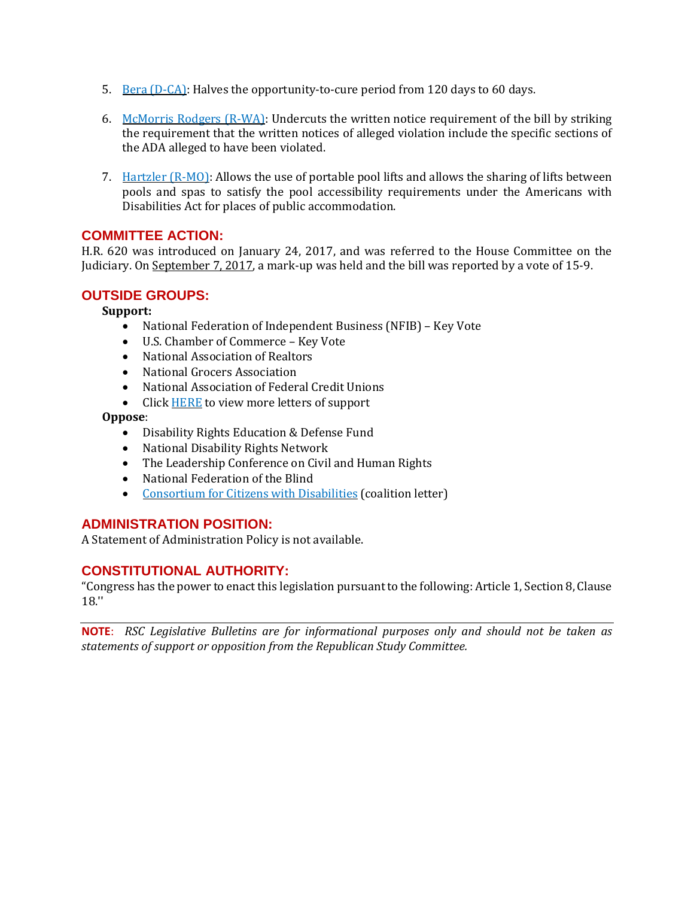5. Bera (D-CA): Halves the opportunity-to-cure period from 120 days to 60 days.

6. McMorris Rodgers (R-WA): Undercuts the written notice requirement of the bill by striking the requirement that the written notices of alleged violation include the specific sections of the ADA alleged to have been violated.

7. Hartzler (R-MO): Allows the use of portable pool lifts and allows the sharing of lifts between pools and spas to satisfy the pool accessibility requirements under the Americans with Disabilities Act for places of public accommodation.

## COMMITTEE ACTION:

H.R. 620 was introduced on January 24, 2017, and was referred to the House Committee on the Judiciary. On September 7, 2017, a mark-up was held and the bill was reported by a vote of 15-9.

## OUTSIDE GROUPS:

**Support:**

- National Federation of Independent Business (NFIB) – Key Vote
- U.S. Chamber of Commerce – Key Vote
- National Association of Realtors
- National Grocers Association
- National Association of Federal Credit Unions
- Click HERE to view more letters of support

**Oppose**:

- Disability Rights Education & Defense Fund
- National Disability Rights Network
- The Leadership Conference on Civil and Human Rights
- National Federation of the Blind
- Consortium for Citizens with Disabilities (coalition letter)

## ADMINISTRATION POSITION:

A Statement of Administration Policy is not available.

## CONSTITUTIONAL AUTHORITY:

"Congress has the power to enact this legislation pursuant to the following: Article 1, Section 8, Clause 18.''

---

**NOTE**: *RSC Legislative Bulletins are for informational purposes only and should not be taken as statements of support or opposition from the Republican Study Committee.*